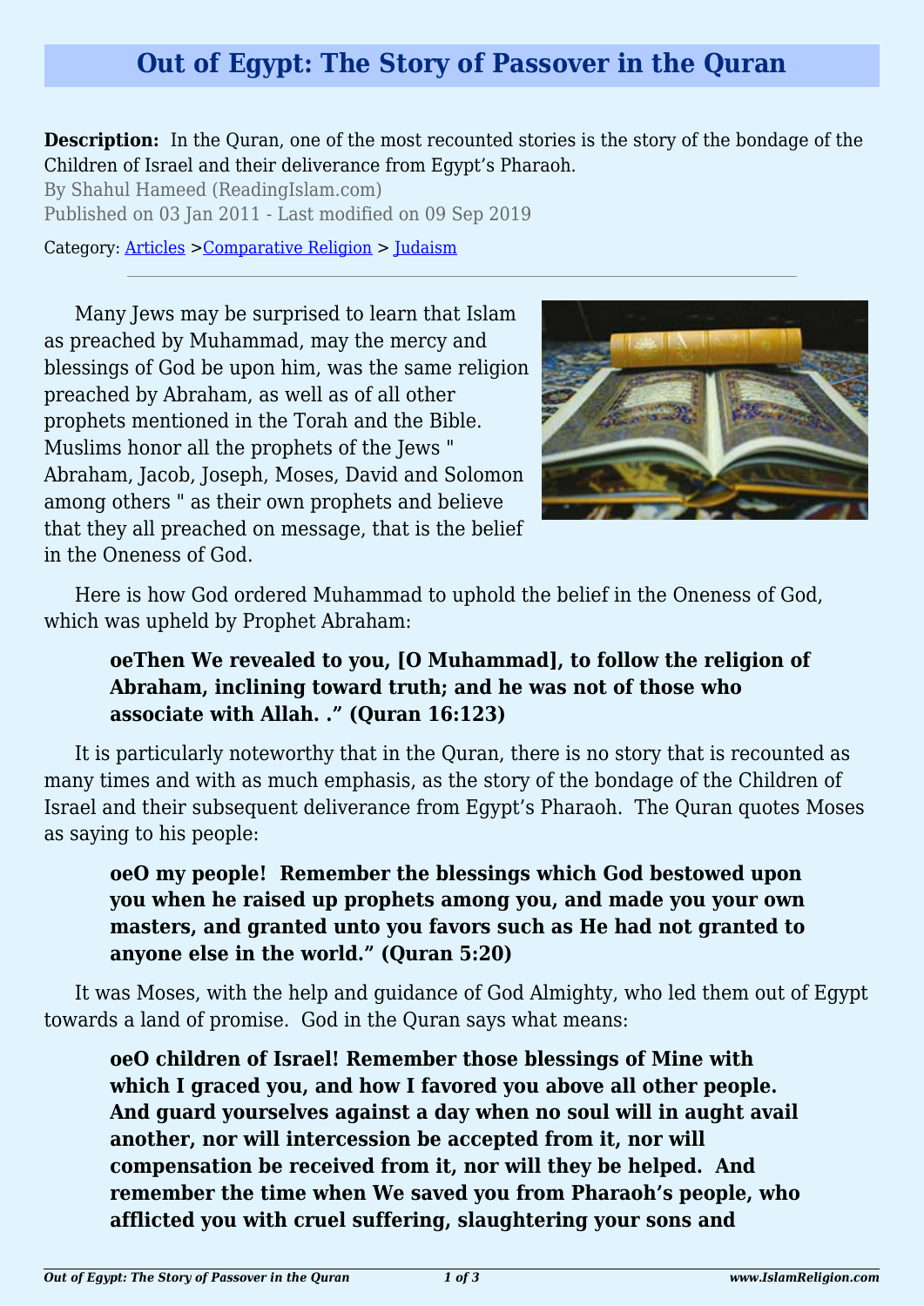# Out of Egypt: The Story of Passover in the Quran

**Description:** In the Quran, one of the most recounted stories is the story of the bondage of the Children of Israel and their deliverance from Egypt's Pharaoh.

By Shahul Hameed (ReadingIslam.com)

Published on 03 Jan 2011 - Last modified on 09 Sep 2019

Category: Articles >Comparative Religion > Judaism

---

Many Jews may be surprised to learn that Islam as preached by Muhammad, may the mercy and blessings of God be upon him, was the same religion preached by Abraham, as well as of all other prophets mentioned in the Torah and the Bible. Muslims honor all the prophets of the Jews " Abraham, Jacob, Joseph, Moses, David and Solomon among others " as their own prophets and believe that they all preached on message, that is the belief in the Oneness of God.

Here is how God ordered Muhammad to uphold the belief in the Oneness of God, which was upheld by Prophet Abraham:

> **oeThen We revealed to you, [O Muhammad], to follow the religion of Abraham, inclining toward truth; and he was not of those who associate with Allah. ." (Quran 16:123)**

It is particularly noteworthy that in the Quran, there is no story that is recounted as many times and with as much emphasis, as the story of the bondage of the Children of Israel and their subsequent deliverance from Egypt's Pharaoh. The Quran quotes Moses as saying to his people:

> **oeO my people! Remember the blessings which God bestowed upon you when he raised up prophets among you, and made you your own masters, and granted unto you favors such as He had not granted to anyone else in the world." (Quran 5:20)**

It was Moses, with the help and guidance of God Almighty, who led them out of Egypt towards a land of promise. God in the Quran says what means:

> **oeO children of Israel! Remember those blessings of Mine with which I graced you, and how I favored you above all other people. And guard yourselves against a day when no soul will in aught avail another, nor will intercession be accepted from it, nor will compensation be received from it, nor will they be helped. And remember the time when We saved you from Pharaoh's people, who afflicted you with cruel suffering, slaughtering your sons and**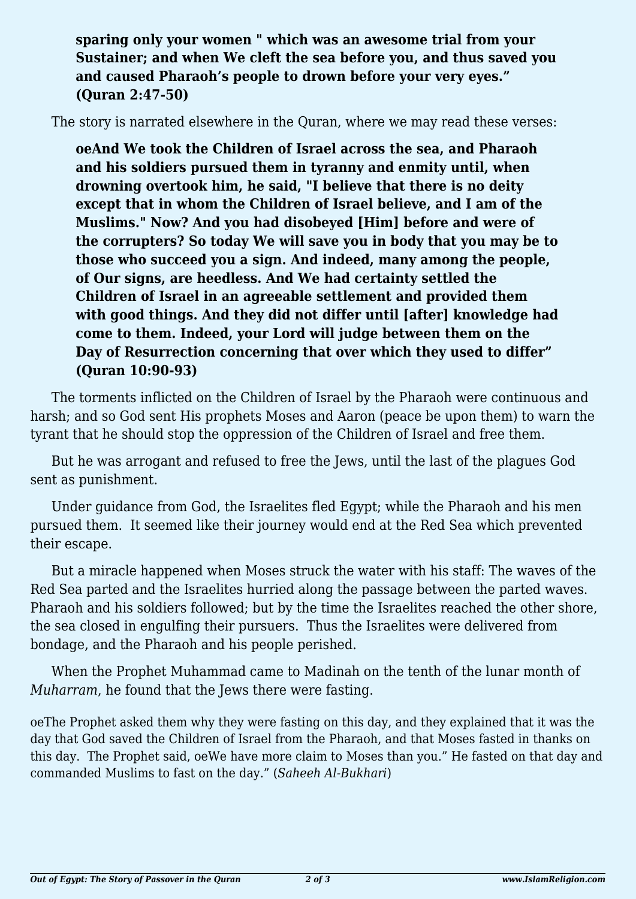**sparing only your women " which was an awesome trial from your Sustainer; and when We cleft the sea before you, and thus saved you and caused Pharaoh's people to drown before your very eyes." (Quran 2:47-50)**

The story is narrated elsewhere in the Quran, where we may read these verses:

**oeAnd We took the Children of Israel across the sea, and Pharaoh and his soldiers pursued them in tyranny and enmity until, when drowning overtook him, he said, "I believe that there is no deity except that in whom the Children of Israel believe, and I am of the Muslims." Now? And you had disobeyed [Him] before and were of the corrupters? So today We will save you in body that you may be to those who succeed you a sign. And indeed, many among the people, of Our signs, are heedless. And We had certainty settled the Children of Israel in an agreeable settlement and provided them with good things. And they did not differ until [after] knowledge had come to them. Indeed, your Lord will judge between them on the Day of Resurrection concerning that over which they used to differ" (Quran 10:90-93)**

The torments inflicted on the Children of Israel by the Pharaoh were continuous and harsh; and so God sent His prophets Moses and Aaron (peace be upon them) to warn the tyrant that he should stop the oppression of the Children of Israel and free them.

But he was arrogant and refused to free the Jews, until the last of the plagues God sent as punishment.

Under guidance from God, the Israelites fled Egypt; while the Pharaoh and his men pursued them. It seemed like their journey would end at the Red Sea which prevented their escape.

But a miracle happened when Moses struck the water with his staff: The waves of the Red Sea parted and the Israelites hurried along the passage between the parted waves. Pharaoh and his soldiers followed; but by the time the Israelites reached the other shore, the sea closed in engulfing their pursuers. Thus the Israelites were delivered from bondage, and the Pharaoh and his people perished.

When the Prophet Muhammad came to Madinah on the tenth of the lunar month of *Muharram*, he found that the Jews there were fasting.

oeThe Prophet asked them why they were fasting on this day, and they explained that it was the day that God saved the Children of Israel from the Pharaoh, and that Moses fasted in thanks on this day. The Prophet said, oeWe have more claim to Moses than you." He fasted on that day and commanded Muslims to fast on the day." (*Saheeh Al-Bukhari*)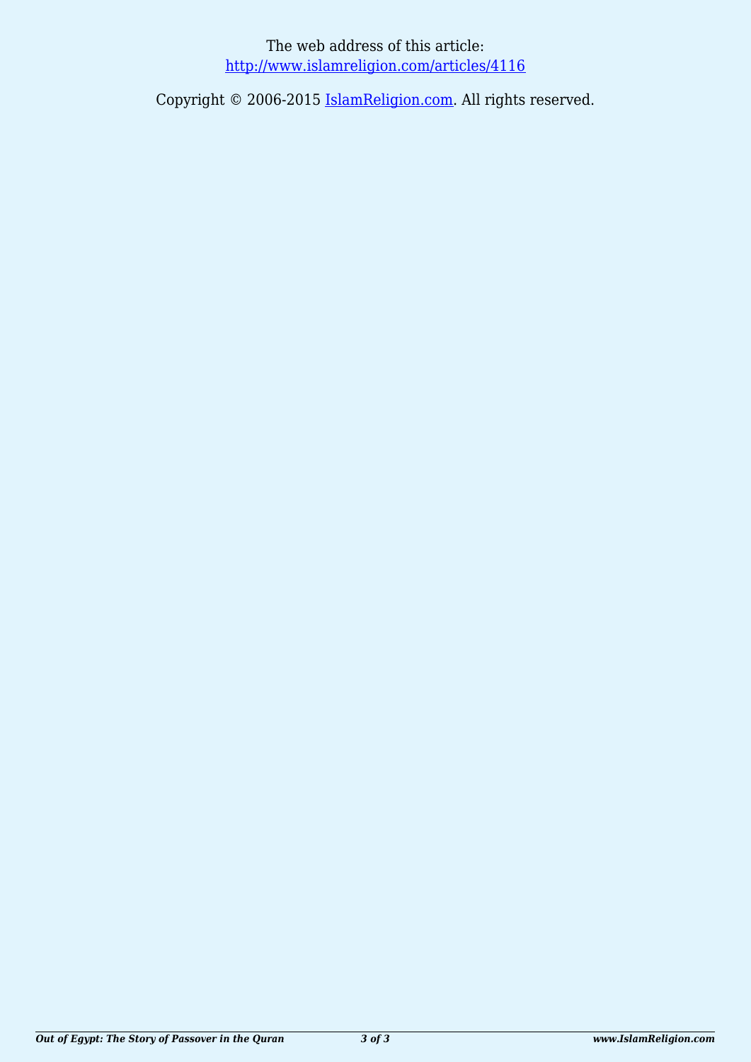The web address of this article:
http://www.islamreligion.com/articles/4116

Copyright © 2006-2015 IslamReligion.com. All rights reserved.